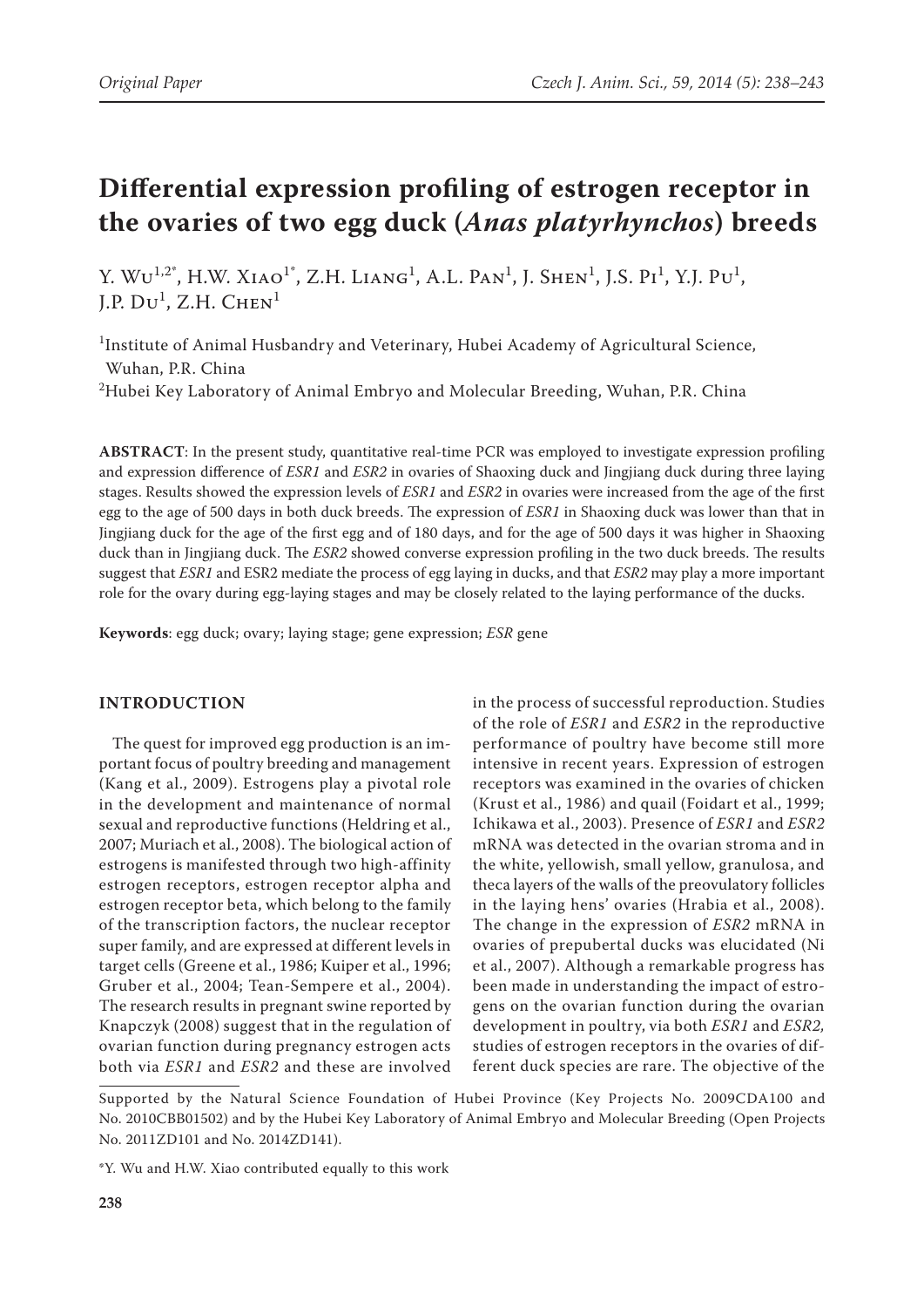Original Paper

# Differential expression profiling of estrogen receptor in the ovaries of two egg duck (*Anas platyrhynchos*) breeds

Y. Wu[1,2*], H.W. Xiao[1*], Z.H. Liang[1], A.L. Pan[1], J. Shen[1], J.S. Pi[1], Y.J. Pu[1], J.P. Du[1], Z.H. Chen[1]

[1]Institute of Animal Husbandry and Veterinary, Hubei Academy of Agricultural Science, Wuhan, P.R. China

[2]Hubei Key Laboratory of Animal Embryo and Molecular Breeding, Wuhan, P.R. China

**ABSTRACT**: In the present study, quantitative real-time PCR was employed to investigate expression profiling and expression difference of *ESR1* and *ESR2* in ovaries of Shaoxing duck and Jingjiang duck during three laying stages. Results showed the expression levels of *ESR1* and *ESR2* in ovaries were increased from the age of the first egg to the age of 500 days in both duck breeds. The expression of *ESR1* in Shaoxing duck was lower than that in Jingjiang duck for the age of the first egg and of 180 days, and for the age of 500 days it was higher in Shaoxing duck than in Jingjiang duck. The *ESR2* showed converse expression profiling in the two duck breeds. The results suggest that *ESR1* and ESR2 mediate the process of egg laying in ducks, and that *ESR2* may play a more important role for the ovary during egg-laying stages and may be closely related to the laying performance of the ducks.

**Keywords**: egg duck; ovary; laying stage; gene expression; *ESR* gene

## INTRODUCTION

The quest for improved egg production is an important focus of poultry breeding and management (Kang et al., 2009). Estrogens play a pivotal role in the development and maintenance of normal sexual and reproductive functions (Heldring et al., 2007; Muriach et al., 2008). The biological action of estrogens is manifested through two high-affinity estrogen receptors, estrogen receptor alpha and estrogen receptor beta, which belong to the family of the transcription factors, the nuclear receptor super family, and are expressed at different levels in target cells (Greene et al., 1986; Kuiper et al., 1996; Gruber et al., 2004; Tean-Sempere et al., 2004). The research results in pregnant swine reported by Knapczyk (2008) suggest that in the regulation of ovarian function during pregnancy estrogen acts both via *ESR1* and *ESR2* and these are involved in the process of successful reproduction. Studies of the role of *ESR1* and *ESR2* in the reproductive performance of poultry have become still more intensive in recent years. Expression of estrogen receptors was examined in the ovaries of chicken (Krust et al., 1986) and quail (Foidart et al., 1999; Ichikawa et al., 2003). Presence of *ESR1* and *ESR2* mRNA was detected in the ovarian stroma and in the white, yellowish, small yellow, granulosa, and theca layers of the walls of the preovulatory follicles in the laying hens' ovaries (Hrabia et al., 2008). The change in the expression of *ESR2* mRNA in ovaries of prepubertal ducks was elucidated (Ni et al., 2007). Although a remarkable progress has been made in understanding the impact of estrogens on the ovarian function during the ovarian development in poultry, via both *ESR1* and *ESR2,* studies of estrogen receptors in the ovaries of different duck species are rare. The objective of the

---

Supported by the Natural Science Foundation of Hubei Province (Key Projects No. 2009CDA100 and No. 2010CBB01502) and by the Hubei Key Laboratory of Animal Embryo and Molecular Breeding (Open Projects No. 2011ZD101 and No. 2014ZD141).

*Y. Wu and H.W. Xiao contributed equally to this work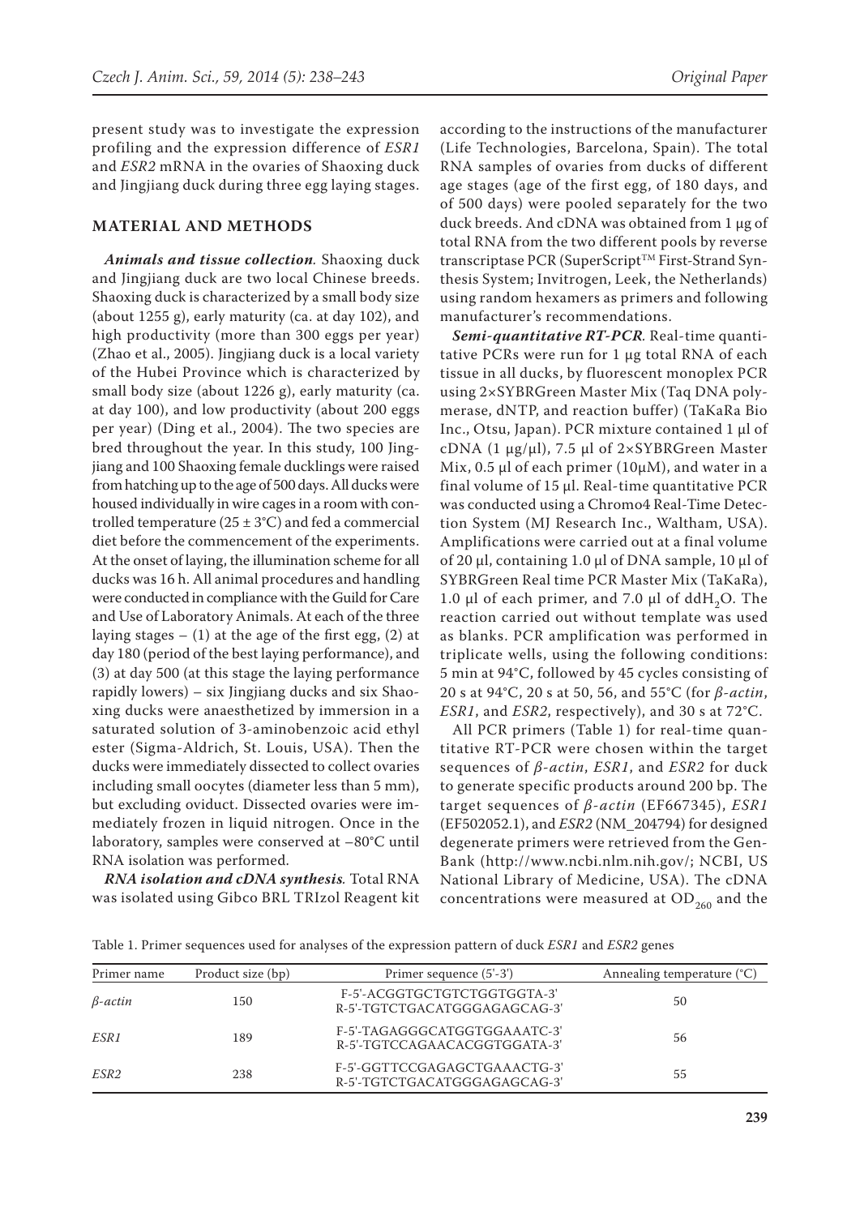present study was to investigate the expression profiling and the expression difference of *ESR1* and *ESR2* mRNA in the ovaries of Shaoxing duck and Jingjiang duck during three egg laying stages.

## MATERIAL AND METHODS

***Animals and tissue collection.*** Shaoxing duck and Jingjiang duck are two local Chinese breeds. Shaoxing duck is characterized by a small body size (about 1255 g), early maturity (ca. at day 102), and high productivity (more than 300 eggs per year) (Zhao et al., 2005). Jingjiang duck is a local variety of the Hubei Province which is characterized by small body size (about 1226 g), early maturity (ca. at day 100), and low productivity (about 200 eggs per year) (Ding et al., 2004). The two species are bred throughout the year. In this study, 100 Jingjiang and 100 Shaoxing female ducklings were raised from hatching up to the age of 500 days. All ducks were housed individually in wire cages in a room with controlled temperature (25 ± 3°C) and fed a commercial diet before the commencement of the experiments. At the onset of laying, the illumination scheme for all ducks was 16 h. All animal procedures and handling were conducted in compliance with the Guild for Care and Use of Laboratory Animals. At each of the three laying stages – (1) at the age of the first egg, (2) at day 180 (period of the best laying performance), and (3) at day 500 (at this stage the laying performance rapidly lowers) – six Jingjiang ducks and six Shaoxing ducks were anaesthetized by immersion in a saturated solution of 3-aminobenzoic acid ethyl ester (Sigma-Aldrich, St. Louis, USA). Then the ducks were immediately dissected to collect ovaries including small oocytes (diameter less than 5 mm), but excluding oviduct. Dissected ovaries were immediately frozen in liquid nitrogen. Once in the laboratory, samples were conserved at –80°C until RNA isolation was performed.

***RNA isolation and cDNA synthesis.*** Total RNA was isolated using Gibco BRL TRIzol Reagent kit according to the instructions of the manufacturer (Life Technologies, Barcelona, Spain). The total RNA samples of ovaries from ducks of different age stages (age of the first egg, of 180 days, and of 500 days) were pooled separately for the two duck breeds. And cDNA was obtained from 1 µg of total RNA from the two different pools by reverse transcriptase PCR (SuperScript™ First-Strand Synthesis System; Invitrogen, Leek, the Netherlands) using random hexamers as primers and following manufacturer's recommendations.

***Semi-quantitative RT-PCR.*** Real-time quantitative PCRs were run for 1 µg total RNA of each tissue in all ducks, by fluorescent monoplex PCR using 2×SYBRGreen Master Mix (Taq DNA polymerase, dNTP, and reaction buffer) (TaKaRa Bio Inc., Otsu, Japan). PCR mixture contained 1 µl of cDNA (1 µg/µl), 7.5 µl of 2×SYBRGreen Master Mix, 0.5 µl of each primer (10µM), and water in a final volume of 15 µl. Real-time quantitative PCR was conducted using a Chromo4 Real-Time Detection System (MJ Research Inc., Waltham, USA). Amplifications were carried out at a final volume of 20 µl, containing 1.0 µl of DNA sample, 10 µl of SYBRGreen Real time PCR Master Mix (TaKaRa), 1.0 µl of each primer, and 7.0 µl of $ddH_2O$. The reaction carried out without template was used as blanks. PCR amplification was performed in triplicate wells, using the following conditions: 5 min at 94°C, followed by 45 cycles consisting of 20 s at 94°C, 20 s at 50, 56, and 55°C (for *β-actin*, *ESR1*, and *ESR2*, respectively), and 30 s at 72°C.

All PCR primers (Table 1) for real-time quantitative RT-PCR were chosen within the target sequences of *β-actin*, *ESR1*, and *ESR2* for duck to generate specific products around 200 bp. The target sequences of *β-actin* (EF667345), *ESR1* (EF502052.1), and *ESR2* (NM_204794) for designed degenerate primers were retrieved from the GenBank (http://www.ncbi.nlm.nih.gov/; NCBI, US National Library of Medicine, USA). The cDNA concentrations were measured at $OD_{260}$ and the

Table 1. Primer sequences used for analyses of the expression pattern of duck *ESR1* and *ESR2* genes

| Primer name | Product size (bp) | Primer sequence (5'-3') | Annealing temperature (°C) |
|---|---|---|---|
| *β-actin* | 150 | F-5'-ACGGTGCTGTCTGGTGGTA-3'<br>R-5'-TGTCTGACATGGGAGAGCAG-3' | 50 |
| *ESR1* | 189 | F-5'-TAGAGGGCATGGTGGAAATC-3'<br>R-5'-TGTCCAGAACACGGTGGATA-3' | 56 |
| *ESR2* | 238 | F-5'-GGTTCCGAGAGCTGAAACTG-3'<br>R-5'-TGTCTGACATGGGAGAGCAG-3' | 55 |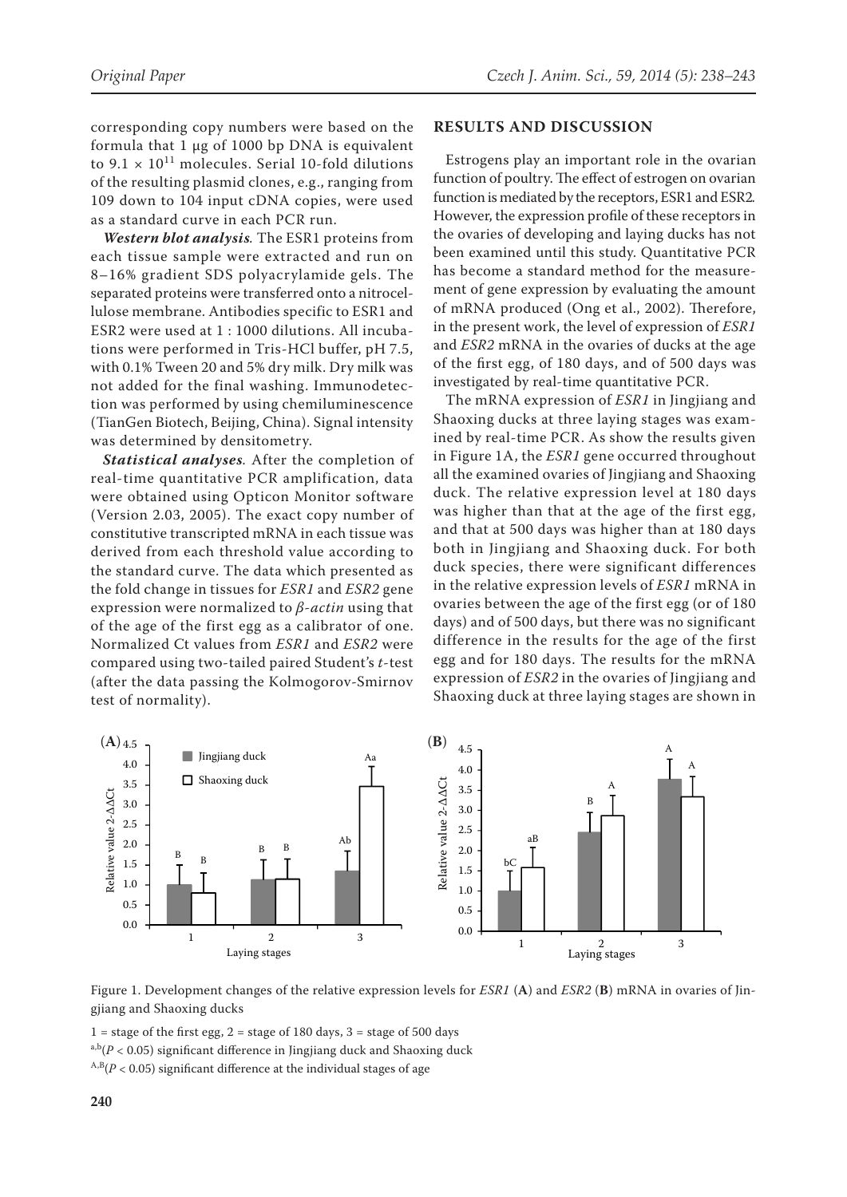corresponding copy numbers were based on the formula that 1 μg of 1000 bp DNA is equivalent to $9.1 \times 10^{11}$ molecules. Serial 10-fold dilutions of the resulting plasmid clones, e.g., ranging from 109 down to 104 input cDNA copies, were used as a standard curve in each PCR run.

***Western blot analysis.*** The ESR1 proteins from each tissue sample were extracted and run on 8–16% gradient SDS polyacrylamide gels. The separated proteins were transferred onto a nitrocellulose membrane. Antibodies specific to ESR1 and ESR2 were used at 1 : 1000 dilutions. All incubations were performed in Tris-HCl buffer, pH 7.5, with 0.1% Tween 20 and 5% dry milk. Dry milk was not added for the final washing. Immunodetection was performed by using chemiluminescence (TianGen Biotech, Beijing, China). Signal intensity was determined by densitometry.

***Statistical analyses.*** After the completion of real-time quantitative PCR amplification, data were obtained using Opticon Monitor software (Version 2.03, 2005). The exact copy number of constitutive transcripted mRNA in each tissue was derived from each threshold value according to the standard curve. The data which presented as the fold change in tissues for *ESR1* and *ESR2* gene expression were normalized to *β-actin* using that of the age of the first egg as a calibrator of one. Normalized Ct values from *ESR1* and *ESR2* were compared using two-tailed paired Student's *t*-test (after the data passing the Kolmogorov-Smirnov test of normality).

## RESULTS AND DISCUSSION

Estrogens play an important role in the ovarian function of poultry. The effect of estrogen on ovarian function is mediated by the receptors, ESR1 and ESR2. However, the expression profile of these receptors in the ovaries of developing and laying ducks has not been examined until this study. Quantitative PCR has become a standard method for the measurement of gene expression by evaluating the amount of mRNA produced (Ong et al., 2002). Therefore, in the present work, the level of expression of *ESR1* and *ESR2* mRNA in the ovaries of ducks at the age of the first egg, of 180 days, and of 500 days was investigated by real-time quantitative PCR.

The mRNA expression of *ESR1* in Jingjiang and Shaoxing ducks at three laying stages was examined by real-time PCR. As show the results given in Figure 1A, the *ESR1* gene occurred throughout all the examined ovaries of Jingjiang and Shaoxing duck. The relative expression level at 180 days was higher than that at the age of the first egg, and that at 500 days was higher than at 180 days both in Jingjiang and Shaoxing duck. For both duck species, there were significant differences in the relative expression levels of *ESR1* mRNA in ovaries between the age of the first egg (or of 180 days) and of 500 days, but there was no significant difference in the results for the age of the first egg and for 180 days. The results for the mRNA expression of *ESR2* in the ovaries of Jingjiang and Shaoxing duck at three laying stages are shown in

Figure 1. Development changes of the relative expression levels for *ESR1* (**A**) and *ESR2* (**B**) mRNA in ovaries of Jingjiang and Shaoxing ducks

1 = stage of the first egg, 2 = stage of 180 days, 3 = stage of 500 days

[a,b]($P < 0.05$) significant difference in Jingjiang duck and Shaoxing duck

[A,B]($P < 0.05$) significant difference at the individual stages of age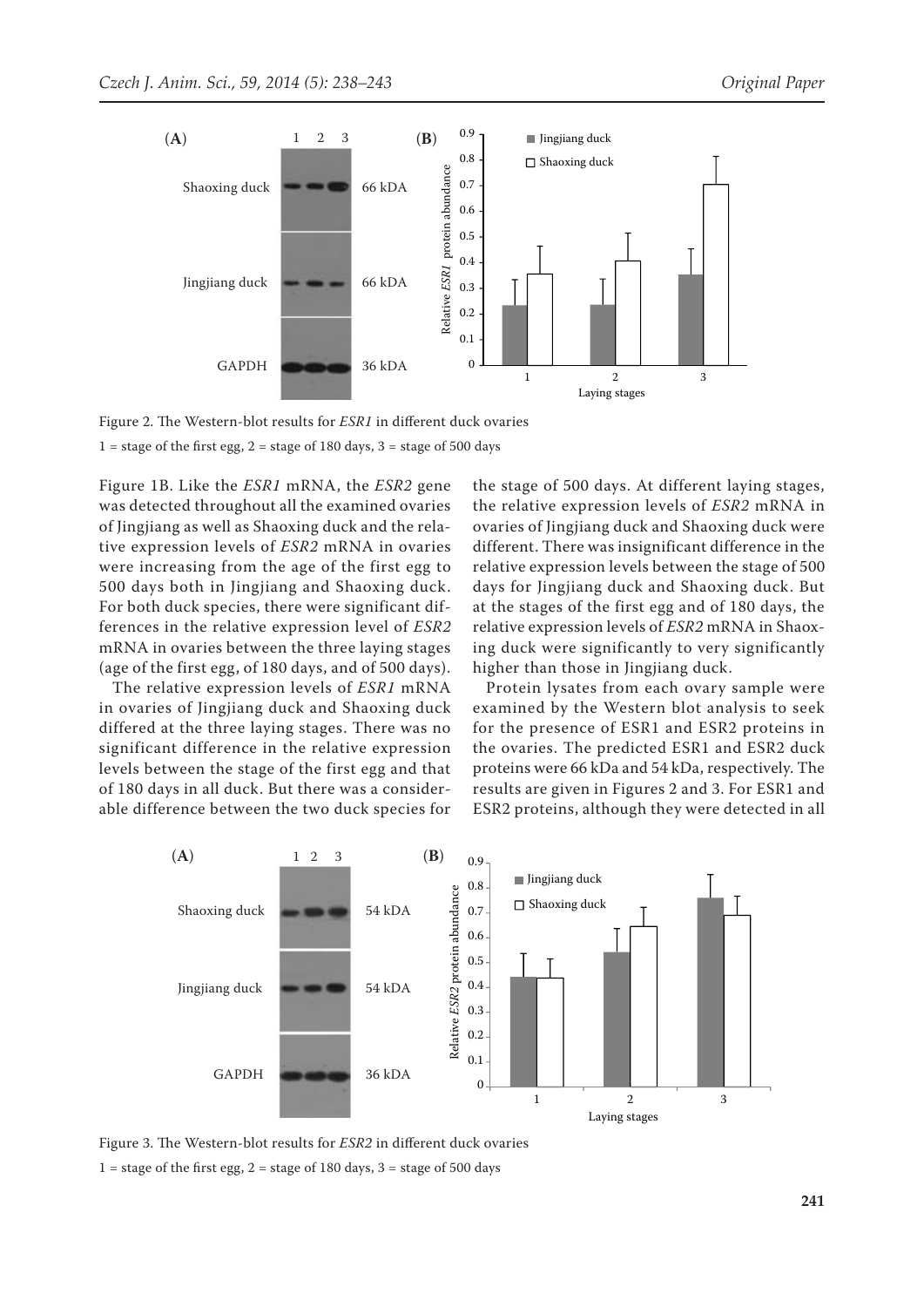Figure 2. The Western-blot results for *ESR1* in different duck ovaries

1 = stage of the first egg, 2 = stage of 180 days, 3 = stage of 500 days

Figure 1B. Like the *ESR1* mRNA, the *ESR2* gene was detected throughout all the examined ovaries of Jingjiang as well as Shaoxing duck and the relative expression levels of *ESR2* mRNA in ovaries were increasing from the age of the first egg to 500 days both in Jingjiang and Shaoxing duck. For both duck species, there were significant differences in the relative expression level of *ESR2* mRNA in ovaries between the three laying stages (age of the first egg, of 180 days, and of 500 days).

The relative expression levels of *ESR1* mRNA in ovaries of Jingjiang duck and Shaoxing duck differed at the three laying stages. There was no significant difference in the relative expression levels between the stage of the first egg and that of 180 days in all duck. But there was a considerable difference between the two duck species for the stage of 500 days. At different laying stages, the relative expression levels of *ESR2* mRNA in ovaries of Jingjiang duck and Shaoxing duck were different. There was insignificant difference in the relative expression levels between the stage of 500 days for Jingjiang duck and Shaoxing duck. But at the stages of the first egg and of 180 days, the relative expression levels of *ESR2* mRNA in Shaoxing duck were significantly to very significantly higher than those in Jingjiang duck.

Protein lysates from each ovary sample were examined by the Western blot analysis to seek for the presence of ESR1 and ESR2 proteins in the ovaries. The predicted ESR1 and ESR2 duck proteins were 66 kDa and 54 kDa, respectively. The results are given in Figures 2 and 3. For ESR1 and ESR2 proteins, although they were detected in all

Figure 3. The Western-blot results for *ESR2* in different duck ovaries

1 = stage of the first egg, 2 = stage of 180 days, 3 = stage of 500 days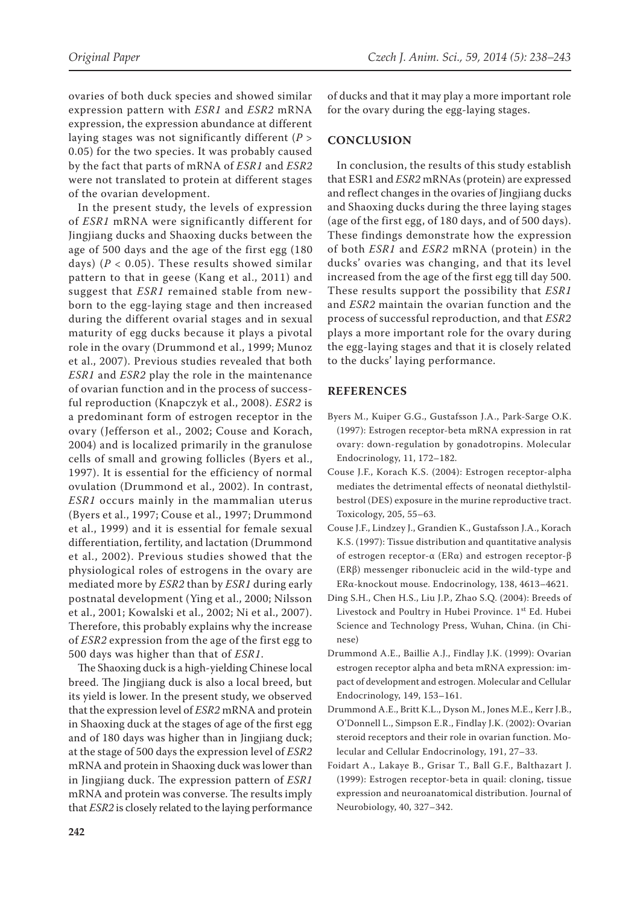ovaries of both duck species and showed similar expression pattern with *ESR1* and *ESR2* mRNA expression, the expression abundance at different laying stages was not significantly different ($P > 0.05$) for the two species. It was probably caused by the fact that parts of mRNA of *ESR1* and *ESR2* were not translated to protein at different stages of the ovarian development.

In the present study, the levels of expression of *ESR1* mRNA were significantly different for Jingjiang ducks and Shaoxing ducks between the age of 500 days and the age of the first egg (180 days) ($P < 0.05$). These results showed similar pattern to that in geese (Kang et al., 2011) and suggest that *ESR1* remained stable from newborn to the egg-laying stage and then increased during the different ovarial stages and in sexual maturity of egg ducks because it plays a pivotal role in the ovary (Drummond et al., 1999; Munoz et al., 2007). Previous studies revealed that both *ESR1* and *ESR2* play the role in the maintenance of ovarian function and in the process of successful reproduction (Knapczyk et al., 2008). *ESR2* is a predominant form of estrogen receptor in the ovary (Jefferson et al., 2002; Couse and Korach, 2004) and is localized primarily in the granulose cells of small and growing follicles (Byers et al., 1997). It is essential for the efficiency of normal ovulation (Drummond et al., 2002). In contrast, *ESR1* occurs mainly in the mammalian uterus (Byers et al., 1997; Couse et al., 1997; Drummond et al., 1999) and it is essential for female sexual differentiation, fertility, and lactation (Drummond et al., 2002). Previous studies showed that the physiological roles of estrogens in the ovary are mediated more by *ESR2* than by *ESR1* during early postnatal development (Ying et al., 2000; Nilsson et al., 2001; Kowalski et al., 2002; Ni et al., 2007). Therefore, this probably explains why the increase of *ESR2* expression from the age of the first egg to 500 days was higher than that of *ESR1*.

The Shaoxing duck is a high-yielding Chinese local breed. The Jingjiang duck is also a local breed, but its yield is lower. In the present study, we observed that the expression level of *ESR2* mRNA and protein in Shaoxing duck at the stages of age of the first egg and of 180 days was higher than in Jingjiang duck; at the stage of 500 days the expression level of *ESR2* mRNA and protein in Shaoxing duck was lower than in Jingjiang duck. The expression pattern of *ESR1* mRNA and protein was converse. The results imply that *ESR2* is closely related to the laying performance of ducks and that it may play a more important role for the ovary during the egg-laying stages.

## CONCLUSION

In conclusion, the results of this study establish that ESR1 and *ESR2* mRNAs (protein) are expressed and reflect changes in the ovaries of Jingjiang ducks and Shaoxing ducks during the three laying stages (age of the first egg, of 180 days, and of 500 days). These findings demonstrate how the expression of both *ESR1* and *ESR2* mRNA (protein) in the ducks' ovaries was changing, and that its level increased from the age of the first egg till day 500. These results support the possibility that *ESR1* and *ESR2* maintain the ovarian function and the process of successful reproduction, and that *ESR2* plays a more important role for the ovary during the egg-laying stages and that it is closely related to the ducks' laying performance.

## REFERENCES

Byers M., Kuiper G.G., Gustafsson J.A., Park-Sarge O.K. (1997): Estrogen receptor-beta mRNA expression in rat ovary: down-regulation by gonadotropins. Molecular Endocrinology, 11, 172–182.

Couse J.F., Korach K.S. (2004): Estrogen receptor-alpha mediates the detrimental effects of neonatal diethylstilbestrol (DES) exposure in the murine reproductive tract. Toxicology, 205, 55–63.

Couse J.F., Lindzey J., Grandien K., Gustafsson J.A., Korach K.S. (1997): Tissue distribution and quantitative analysis of estrogen receptor-α (ERα) and estrogen receptor-β (ERβ) messenger ribonucleic acid in the wild-type and ERα-knockout mouse. Endocrinology, 138, 4613–4621.

Ding S.H., Chen H.S., Liu J.P., Zhao S.Q. (2004): Breeds of Livestock and Poultry in Hubei Province. 1st Ed. Hubei Science and Technology Press, Wuhan, China. (in Chinese)

Drummond A.E., Baillie A.J., Findlay J.K. (1999): Ovarian estrogen receptor alpha and beta mRNA expression: impact of development and estrogen. Molecular and Cellular Endocrinology, 149, 153–161.

Drummond A.E., Britt K.L., Dyson M., Jones M.E., Kerr J.B., O'Donnell L., Simpson E.R., Findlay J.K. (2002): Ovarian steroid receptors and their role in ovarian function. Molecular and Cellular Endocrinology, 191, 27–33.

Foidart A., Lakaye B., Grisar T., Ball G.F., Balthazart J. (1999): Estrogen receptor-beta in quail: cloning, tissue expression and neuroanatomical distribution. Journal of Neurobiology, 40, 327–342.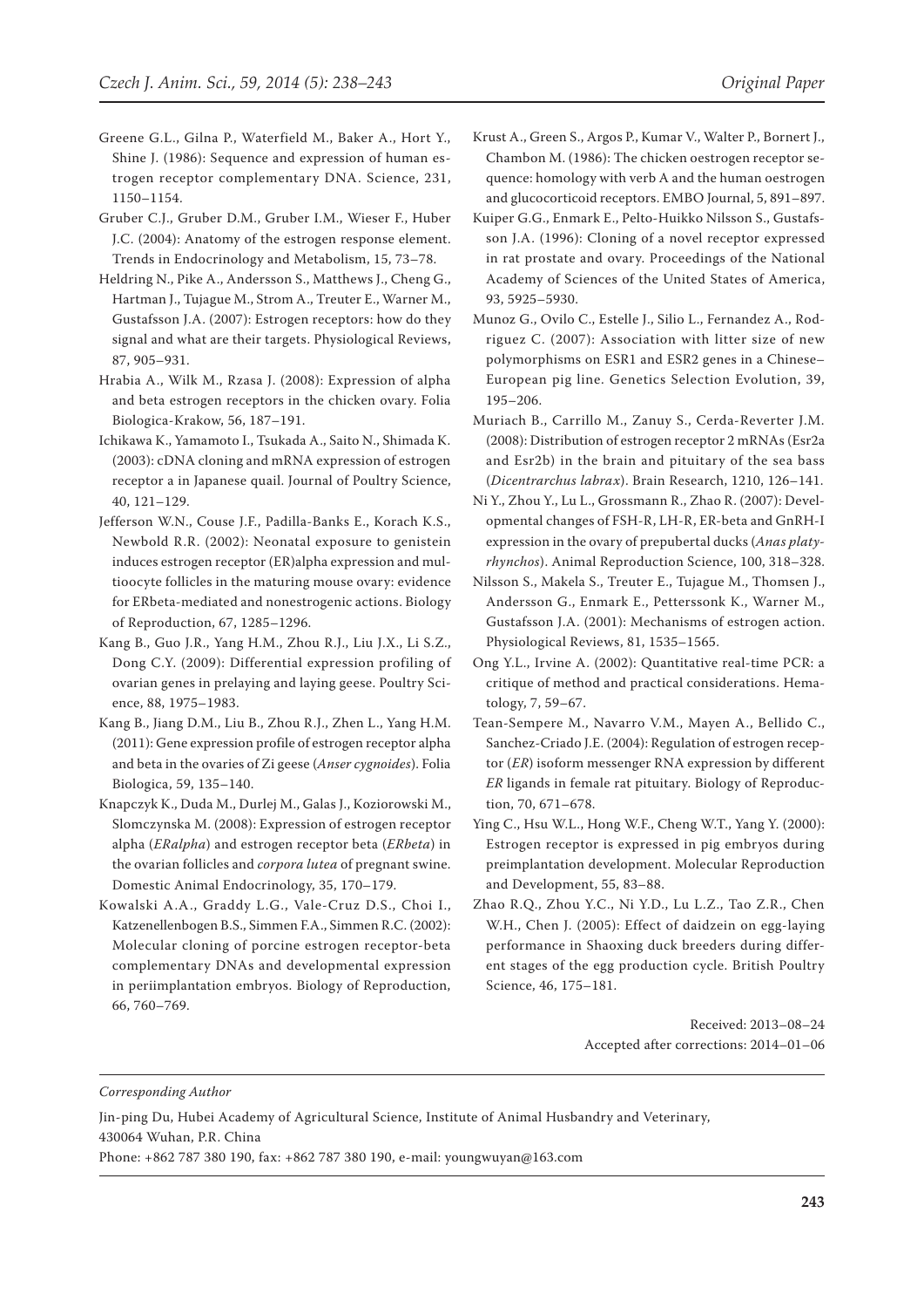Greene G.L., Gilna P., Waterfield M., Baker A., Hort Y., Shine J. (1986): Sequence and expression of human estrogen receptor complementary DNA. Science, 231, 1150–1154.

Gruber C.J., Gruber D.M., Gruber I.M., Wieser F., Huber J.C. (2004): Anatomy of the estrogen response element. Trends in Endocrinology and Metabolism, 15, 73–78.

Heldring N., Pike A., Andersson S., Matthews J., Cheng G., Hartman J., Tujague M., Strom A., Treuter E., Warner M., Gustafsson J.A. (2007): Estrogen receptors: how do they signal and what are their targets. Physiological Reviews, 87, 905–931.

Hrabia A., Wilk M., Rzasa J. (2008): Expression of alpha and beta estrogen receptors in the chicken ovary. Folia Biologica-Krakow, 56, 187–191.

Ichikawa K., Yamamoto I., Tsukada A., Saito N., Shimada K. (2003): cDNA cloning and mRNA expression of estrogen receptor a in Japanese quail. Journal of Poultry Science, 40, 121–129.

Jefferson W.N., Couse J.F., Padilla-Banks E., Korach K.S., Newbold R.R. (2002): Neonatal exposure to genistein induces estrogen receptor (ER)alpha expression and multioocyte follicles in the maturing mouse ovary: evidence for ERbeta-mediated and nonestrogenic actions. Biology of Reproduction, 67, 1285–1296.

Kang B., Guo J.R., Yang H.M., Zhou R.J., Liu J.X., Li S.Z., Dong C.Y. (2009): Differential expression profiling of ovarian genes in prelaying and laying geese. Poultry Science, 88, 1975–1983.

Kang B., Jiang D.M., Liu B., Zhou R.J., Zhen L., Yang H.M. (2011): Gene expression profile of estrogen receptor alpha and beta in the ovaries of Zi geese (*Anser cygnoides*). Folia Biologica, 59, 135–140.

Knapczyk K., Duda M., Durlej M., Galas J., Koziorowski M., Slomczynska M. (2008): Expression of estrogen receptor alpha (*ERalpha*) and estrogen receptor beta (*ERbeta*) in the ovarian follicles and *corpora lutea* of pregnant swine. Domestic Animal Endocrinology, 35, 170–179.

Kowalski A.A., Graddy L.G., Vale-Cruz D.S., Choi I., Katzenellenbogen B.S., Simmen F.A., Simmen R.C. (2002): Molecular cloning of porcine estrogen receptor-beta complementary DNAs and developmental expression in periimplantation embryos. Biology of Reproduction, 66, 760–769.

Krust A., Green S., Argos P., Kumar V., Walter P., Bornert J., Chambon M. (1986): The chicken oestrogen receptor sequence: homology with verb A and the human oestrogen and glucocorticoid receptors. EMBO Journal, 5, 891–897.

Kuiper G.G., Enmark E., Pelto-Huikko Nilsson S., Gustafsson J.A. (1996): Cloning of a novel receptor expressed in rat prostate and ovary. Proceedings of the National Academy of Sciences of the United States of America, 93, 5925–5930.

Munoz G., Ovilo C., Estelle J., Silio L., Fernandez A., Rodriguez C. (2007): Association with litter size of new polymorphisms on ESR1 and ESR2 genes in a Chinese–European pig line. Genetics Selection Evolution, 39, 195–206.

Muriach B., Carrillo M., Zanuy S., Cerda-Reverter J.M. (2008): Distribution of estrogen receptor 2 mRNAs (Esr2a and Esr2b) in the brain and pituitary of the sea bass (*Dicentrarchus labrax*). Brain Research, 1210, 126–141.

Ni Y., Zhou Y., Lu L., Grossmann R., Zhao R. (2007): Developmental changes of FSH-R, LH-R, ER-beta and GnRH-I expression in the ovary of prepubertal ducks (*Anas platyrhynchos*). Animal Reproduction Science, 100, 318–328.

Nilsson S., Makela S., Treuter E., Tujague M., Thomsen J., Andersson G., Enmark E., Petterssonk K., Warner M., Gustafsson J.A. (2001): Mechanisms of estrogen action. Physiological Reviews, 81, 1535–1565.

Ong Y.L., Irvine A. (2002): Quantitative real-time PCR: a critique of method and practical considerations. Hematology, 7, 59–67.

Tean-Sempere M., Navarro V.M., Mayen A., Bellido C., Sanchez-Criado J.E. (2004): Regulation of estrogen receptor (*ER*) isoform messenger RNA expression by different *ER* ligands in female rat pituitary. Biology of Reproduction, 70, 671–678.

Ying C., Hsu W.L., Hong W.F., Cheng W.T., Yang Y. (2000): Estrogen receptor is expressed in pig embryos during preimplantation development. Molecular Reproduction and Development, 55, 83–88.

Zhao R.Q., Zhou Y.C., Ni Y.D., Lu L.Z., Tao Z.R., Chen W.H., Chen J. (2005): Effect of daidzein on egg-laying performance in Shaoxing duck breeders during different stages of the egg production cycle. British Poultry Science, 46, 175–181.

Received: 2013–08–24
Accepted after corrections: 2014–01–06

*Corresponding Author*

Jin-ping Du, Hubei Academy of Agricultural Science, Institute of Animal Husbandry and Veterinary, 430064 Wuhan, P.R. China

Phone: +862 787 380 190, fax: +862 787 380 190, e-mail: youngwuyan@163.com